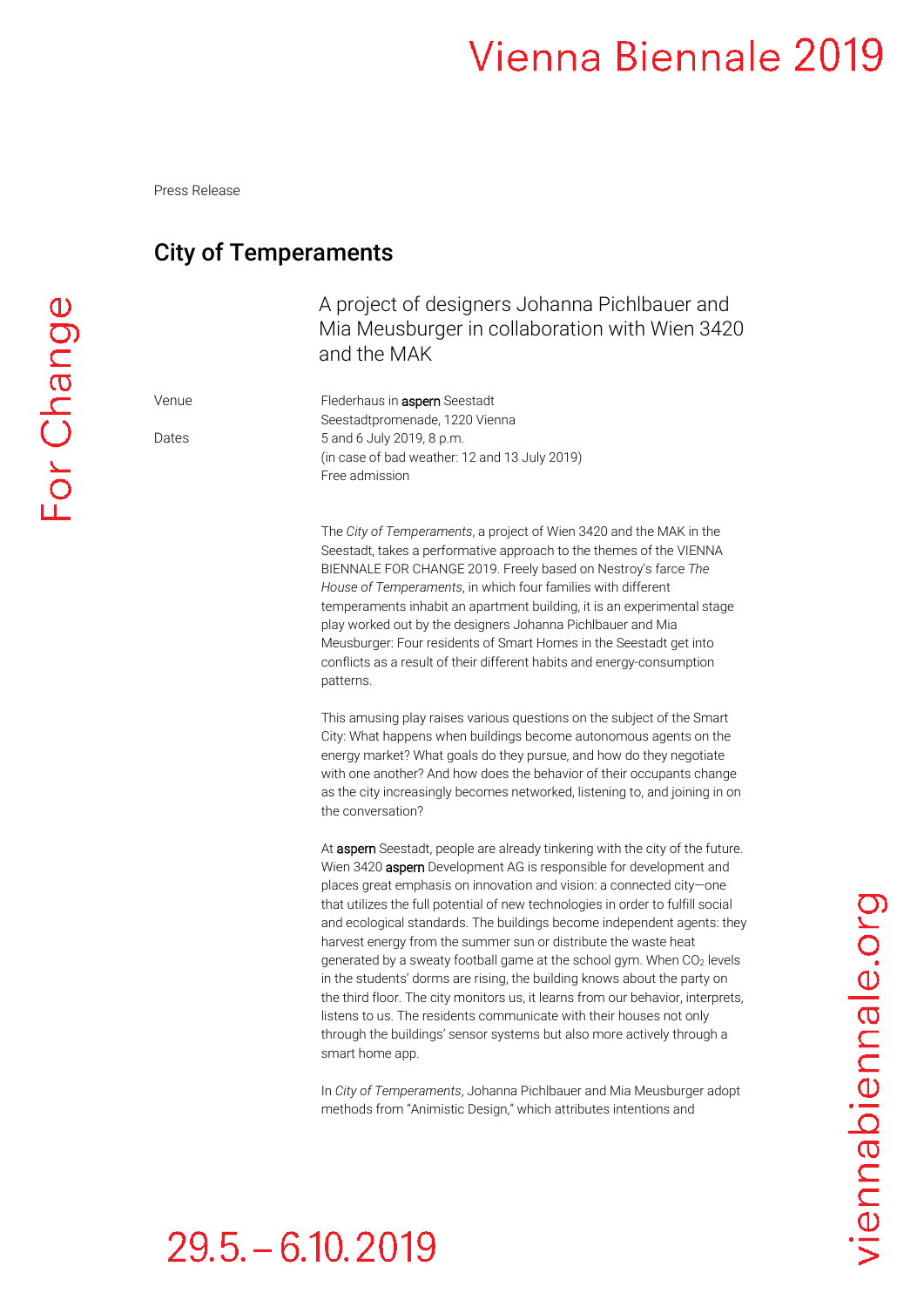Press Release

# City of Temperaments

A project of designers Johanna Pichlbauer and Mia Meusburger in collaboration with Wien 3420 and the MAK

Venue: Flederhaus in **aspern** Seestadt
Seestadtpromenade, 1220 Vienna

Dates: 5 and 6 July 2019, 8 p.m.
(in case of bad weather: 12 and 13 July 2019)
Free admission

The *City of Temperaments*, a project of Wien 3420 and the MAK in the Seestadt, takes a performative approach to the themes of the VIENNA BIENNALE FOR CHANGE 2019. Freely based on Nestroy's farce *The House of Temperaments*, in which four families with different temperaments inhabit an apartment building, it is an experimental stage play worked out by the designers Johanna Pichlbauer and Mia Meusburger: Four residents of Smart Homes in the Seestadt get into conflicts as a result of their different habits and energy-consumption patterns.

This amusing play raises various questions on the subject of the Smart City: What happens when buildings become autonomous agents on the energy market? What goals do they pursue, and how do they negotiate with one another? And how does the behavior of their occupants change as the city increasingly becomes networked, listening to, and joining in on the conversation?

At **aspern** Seestadt, people are already tinkering with the city of the future. Wien 3420 **aspern** Development AG is responsible for development and places great emphasis on innovation and vision: a connected city—one that utilizes the full potential of new technologies in order to fulfill social and ecological standards. The buildings become independent agents: they harvest energy from the summer sun or distribute the waste heat generated by a sweaty football game at the school gym. When $CO_2$ levels in the students' dorms are rising, the building knows about the party on the third floor. The city monitors us, it learns from our behavior, interprets, listens to us. The residents communicate with their houses not only through the buildings' sensor systems but also more actively through a smart home app.

In *City of Temperaments*, Johanna Pichlbauer and Mia Meusburger adopt methods from "Animistic Design," which attributes intentions and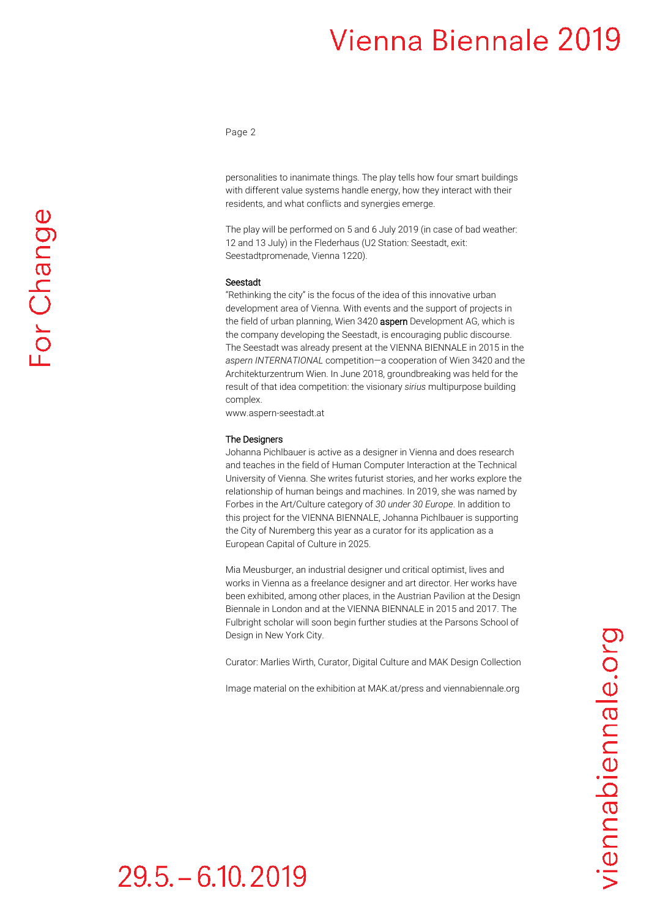personalities to inanimate things. The play tells how four smart buildings with different value systems handle energy, how they interact with their residents, and what conflicts and synergies emerge.

The play will be performed on 5 and 6 July 2019 (in case of bad weather: 12 and 13 July) in the Flederhaus (U2 Station: Seestadt, exit: Seestadtpromenade, Vienna 1220).

### Seestadt

"Rethinking the city" is the focus of the idea of this innovative urban development area of Vienna. With events and the support of projects in the field of urban planning, Wien 3420 **aspern** Development AG, which is the company developing the Seestadt, is encouraging public discourse. The Seestadt was already present at the VIENNA BIENNALE in 2015 in the *aspern INTERNATIONAL* competition—a cooperation of Wien 3420 and the Architekturzentrum Wien. In June 2018, groundbreaking was held for the result of that idea competition: the visionary *sirius* multipurpose building complex.
www.aspern-seestadt.at

### The Designers

Johanna Pichlbauer is active as a designer in Vienna and does research and teaches in the field of Human Computer Interaction at the Technical University of Vienna. She writes futurist stories, and her works explore the relationship of human beings and machines. In 2019, she was named by Forbes in the Art/Culture category of *30 under 30 Europe*. In addition to this project for the VIENNA BIENNALE, Johanna Pichlbauer is supporting the City of Nuremberg this year as a curator for its application as a European Capital of Culture in 2025.

Mia Meusburger, an industrial designer und critical optimist, lives and works in Vienna as a freelance designer and art director. Her works have been exhibited, among other places, in the Austrian Pavilion at the Design Biennale in London and at the VIENNA BIENNALE in 2015 and 2017. The Fulbright scholar will soon begin further studies at the Parsons School of Design in New York City.

Curator: Marlies Wirth, Curator, Digital Culture and MAK Design Collection

Image material on the exhibition at MAK.at/press and viennabiennale.org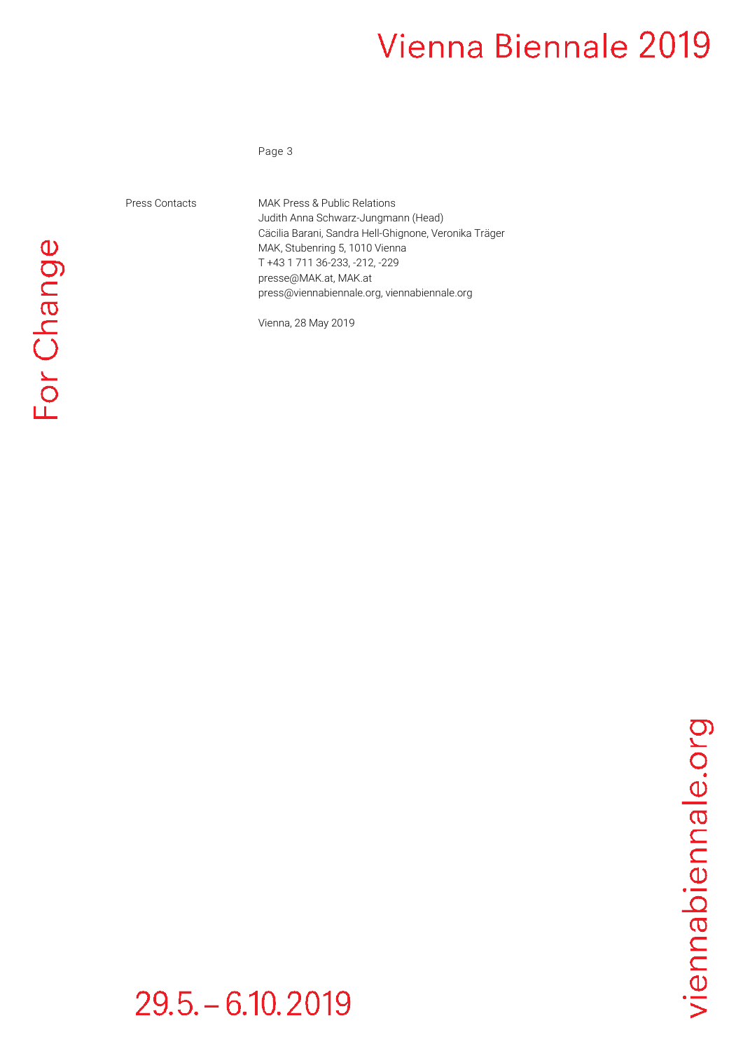Press Contacts

MAK Press & Public Relations
Judith Anna Schwarz-Jungmann (Head)
Cäcilia Barani, Sandra Hell-Ghignone, Veronika Träger
MAK, Stubenring 5, 1010 Vienna
T +43 1 711 36-233, -212, -229
presse@MAK.at, MAK.at
press@viennabiennale.org, viennabiennale.org

Vienna, 28 May 2019